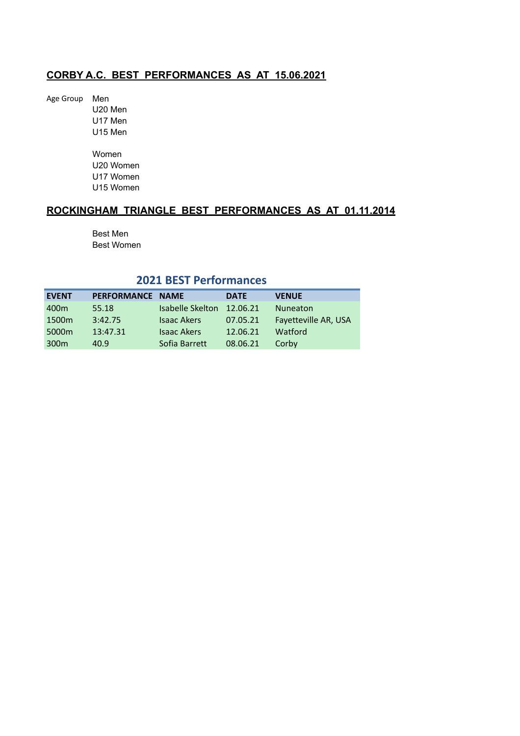## CORBY A.C. BEST PERFORMANCES AS AT 15.06.2021

Age Group Men
U20 Men
U17 Men
U15 Men

Women
U20 Women
U17 Women
U15 Women

## ROCKINGHAM TRIANGLE BEST PERFORMANCES AS AT 01.11.2014

Best Men
Best Women

### 2021 BEST Performances

| EVENT | PERFORMANCE | NAME | DATE | VENUE |
|---|---|---|---|---|
| 400m | 55.18 | Isabelle Skelton | 12.06.21 | Nuneaton |
| 1500m | 3:42.75 | Isaac Akers | 07.05.21 | Fayetteville AR, USA |
| 5000m | 13:47.31 | Isaac Akers | 12.06.21 | Watford |
| 300m | 40.9 | Sofia Barrett | 08.06.21 | Corby |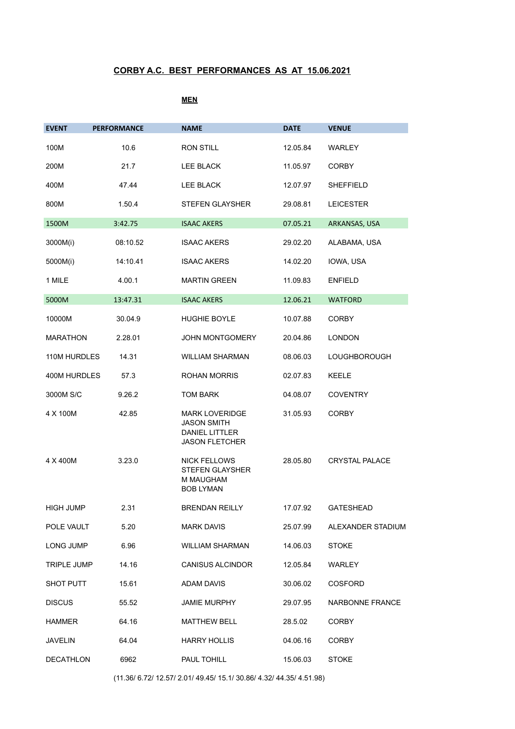# CORBY A.C. BEST PERFORMANCES AS AT 15.06.2021

## MEN

| EVENT | PERFORMANCE | NAME | DATE | VENUE |
|---|---|---|---|---|
| 100M | 10.6 | RON STILL | 12.05.84 | WARLEY |
| 200M | 21.7 | LEE BLACK | 11.05.97 | CORBY |
| 400M | 47.44 | LEE BLACK | 12.07.97 | SHEFFIELD |
| 800M | 1.50.4 | STEFEN GLAYSHER | 29.08.81 | LEICESTER |
| 1500M | 3:42.75 | ISAAC AKERS | 07.05.21 | ARKANSAS, USA |
| 3000M(i) | 08:10.52 | ISAAC AKERS | 29.02.20 | ALABAMA, USA |
| 5000M(i) | 14:10.41 | ISAAC AKERS | 14.02.20 | IOWA, USA |
| 1 MILE | 4.00.1 | MARTIN GREEN | 11.09.83 | ENFIELD |
| 5000M | 13:47.31 | ISAAC AKERS | 12.06.21 | WATFORD |
| 10000M | 30.04.9 | HUGHIE BOYLE | 10.07.88 | CORBY |
| MARATHON | 2.28.01 | JOHN MONTGOMERY | 20.04.86 | LONDON |
| 110M HURDLES | 14.31 | WILLIAM SHARMAN | 08.06.03 | LOUGHBOROUGH |
| 400M HURDLES | 57.3 | ROHAN MORRIS | 02.07.83 | KEELE |
| 3000M S/C | 9.26.2 | TOM BARK | 04.08.07 | COVENTRY |
| 4 X 100M | 42.85 | MARK LOVERIDGE<br>JASON SMITH<br>DANIEL LITTLER<br>JASON FLETCHER | 31.05.93 | CORBY |
| 4 X 400M | 3.23.0 | NICK FELLOWS<br>STEFEN GLAYSHER<br>M MAUGHAM<br>BOB LYMAN | 28.05.80 | CRYSTAL PALACE |
| HIGH JUMP | 2.31 | BRENDAN REILLY | 17.07.92 | GATESHEAD |
| POLE VAULT | 5.20 | MARK DAVIS | 25.07.99 | ALEXANDER STADIUM |
| LONG JUMP | 6.96 | WILLIAM SHARMAN | 14.06.03 | STOKE |
| TRIPLE JUMP | 14.16 | CANISUS ALCINDOR | 12.05.84 | WARLEY |
| SHOT PUTT | 15.61 | ADAM DAVIS | 30.06.02 | COSFORD |
| DISCUS | 55.52 | JAMIE MURPHY | 29.07.95 | NARBONNE FRANCE |
| HAMMER | 64.16 | MATTHEW BELL | 28.5.02 | CORBY |
| JAVELIN | 64.04 | HARRY HOLLIS | 04.06.16 | CORBY |
| DECATHLON | 6962 | PAUL TOHILL | 15.06.03 | STOKE |

(11.36/ 6.72/ 12.57/ 2.01/ 49.45/ 15.1/ 30.86/ 4.32/ 44.35/ 4.51.98)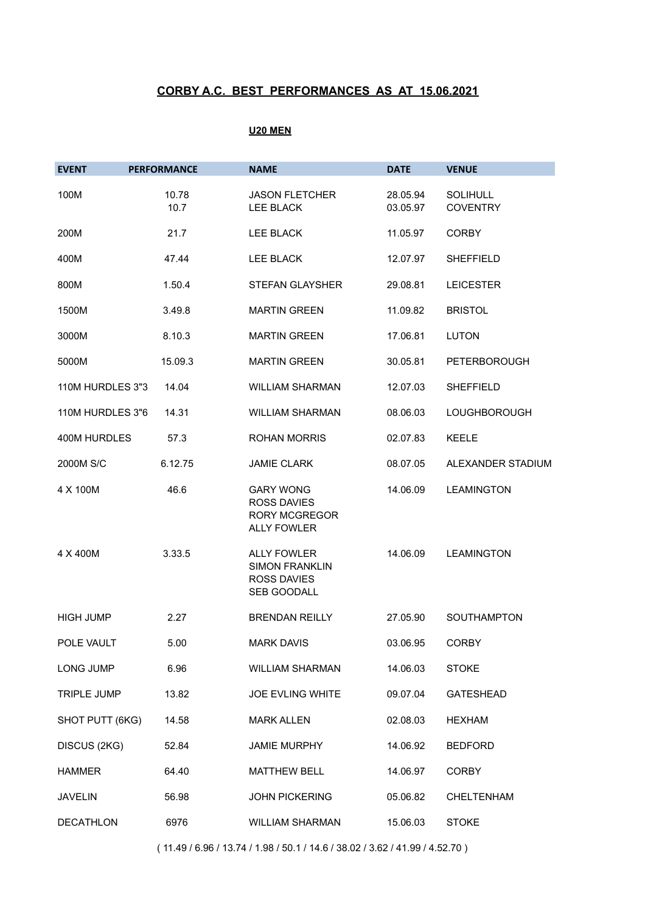## CORBY A.C. BEST PERFORMANCES AS AT 15.06.2021

### U20 MEN

| EVENT | PERFORMANCE | NAME | DATE | VENUE |
|---|---|---|---|---|
| 100M | 10.78<br>10.7 | JASON FLETCHER<br>LEE BLACK | 28.05.94<br>03.05.97 | SOLIHULL<br>COVENTRY |
| 200M | 21.7 | LEE BLACK | 11.05.97 | CORBY |
| 400M | 47.44 | LEE BLACK | 12.07.97 | SHEFFIELD |
| 800M | 1.50.4 | STEFAN GLAYSHER | 29.08.81 | LEICESTER |
| 1500M | 3.49.8 | MARTIN GREEN | 11.09.82 | BRISTOL |
| 3000M | 8.10.3 | MARTIN GREEN | 17.06.81 | LUTON |
| 5000M | 15.09.3 | MARTIN GREEN | 30.05.81 | PETERBOROUGH |
| 110M HURDLES 3"3 | 14.04 | WILLIAM SHARMAN | 12.07.03 | SHEFFIELD |
| 110M HURDLES 3"6 | 14.31 | WILLIAM SHARMAN | 08.06.03 | LOUGHBOROUGH |
| 400M HURDLES | 57.3 | ROHAN MORRIS | 02.07.83 | KEELE |
| 2000M S/C | 6.12.75 | JAMIE CLARK | 08.07.05 | ALEXANDER STADIUM |
| 4 X 100M | 46.6 | GARY WONG<br>ROSS DAVIES<br>RORY MCGREGOR<br>ALLY FOWLER | 14.06.09 | LEAMINGTON |
| 4 X 400M | 3.33.5 | ALLY FOWLER<br>SIMON FRANKLIN<br>ROSS DAVIES<br>SEB GOODALL | 14.06.09 | LEAMINGTON |
| HIGH JUMP | 2.27 | BRENDAN REILLY | 27.05.90 | SOUTHAMPTON |
| POLE VAULT | 5.00 | MARK DAVIS | 03.06.95 | CORBY |
| LONG JUMP | 6.96 | WILLIAM SHARMAN | 14.06.03 | STOKE |
| TRIPLE JUMP | 13.82 | JOE EVLING WHITE | 09.07.04 | GATESHEAD |
| SHOT PUTT (6KG) | 14.58 | MARK ALLEN | 02.08.03 | HEXHAM |
| DISCUS (2KG) | 52.84 | JAMIE MURPHY | 14.06.92 | BEDFORD |
| HAMMER | 64.40 | MATTHEW BELL | 14.06.97 | CORBY |
| JAVELIN | 56.98 | JOHN PICKERING | 05.06.82 | CHELTENHAM |
| DECATHLON | 6976 | WILLIAM SHARMAN | 15.06.03 | STOKE |

( 11.49 / 6.96 / 13.74 / 1.98 / 50.1 / 14.6 / 38.02 / 3.62 / 41.99 / 4.52.70 )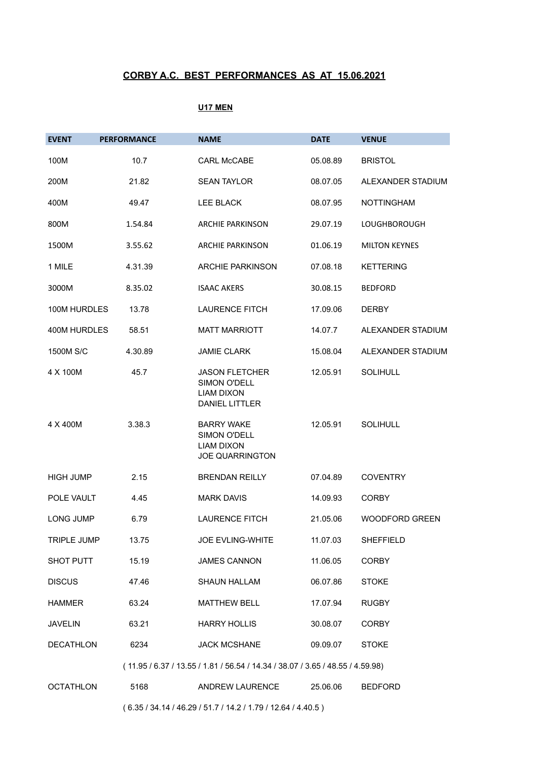# CORBY A.C. BEST PERFORMANCES AS AT 15.06.2021

## U17 MEN

| EVENT | PERFORMANCE | NAME | DATE | VENUE |
|---|---|---|---|---|
| 100M | 10.7 | CARL McCABE | 05.08.89 | BRISTOL |
| 200M | 21.82 | SEAN TAYLOR | 08.07.05 | ALEXANDER STADIUM |
| 400M | 49.47 | LEE BLACK | 08.07.95 | NOTTINGHAM |
| 800M | 1.54.84 | ARCHIE PARKINSON | 29.07.19 | LOUGHBOROUGH |
| 1500M | 3.55.62 | ARCHIE PARKINSON | 01.06.19 | MILTON KEYNES |
| 1 MILE | 4.31.39 | ARCHIE PARKINSON | 07.08.18 | KETTERING |
| 3000M | 8.35.02 | ISAAC AKERS | 30.08.15 | BEDFORD |
| 100M HURDLES | 13.78 | LAURENCE FITCH | 17.09.06 | DERBY |
| 400M HURDLES | 58.51 | MATT MARRIOTT | 14.07.7 | ALEXANDER STADIUM |
| 1500M S/C | 4.30.89 | JAMIE CLARK | 15.08.04 | ALEXANDER STADIUM |
| 4 X 100M | 45.7 | JASON FLETCHER<br>SIMON O'DELL<br>LIAM DIXON<br>DANIEL LITTLER | 12.05.91 | SOLIHULL |
| 4 X 400M | 3.38.3 | BARRY WAKE<br>SIMON O'DELL<br>LIAM DIXON<br>JOE QUARRINGTON | 12.05.91 | SOLIHULL |
| HIGH JUMP | 2.15 | BRENDAN REILLY | 07.04.89 | COVENTRY |
| POLE VAULT | 4.45 | MARK DAVIS | 14.09.93 | CORBY |
| LONG JUMP | 6.79 | LAURENCE FITCH | 21.05.06 | WOODFORD GREEN |
| TRIPLE JUMP | 13.75 | JOE EVLING-WHITE | 11.07.03 | SHEFFIELD |
| SHOT PUTT | 15.19 | JAMES CANNON | 11.06.05 | CORBY |
| DISCUS | 47.46 | SHAUN HALLAM | 06.07.86 | STOKE |
| HAMMER | 63.24 | MATTHEW BELL | 17.07.94 | RUGBY |
| JAVELIN | 63.21 | HARRY HOLLIS | 30.08.07 | CORBY |
| DECATHLON | 6234 | JACK MCSHANE | 09.09.07 | STOKE |
| | ( 11.95 / 6.37 / 13.55 / 1.81 / 56.54 / 14.34 / 38.07 / 3.65 / 48.55 / 4.59.98) | | | |
| OCTATHLON | 5168 | ANDREW LAURENCE | 25.06.06 | BEDFORD |
| | ( 6.35 / 34.14 / 46.29 / 51.7 / 14.2 / 1.79 / 12.64 / 4.40.5 ) | | | |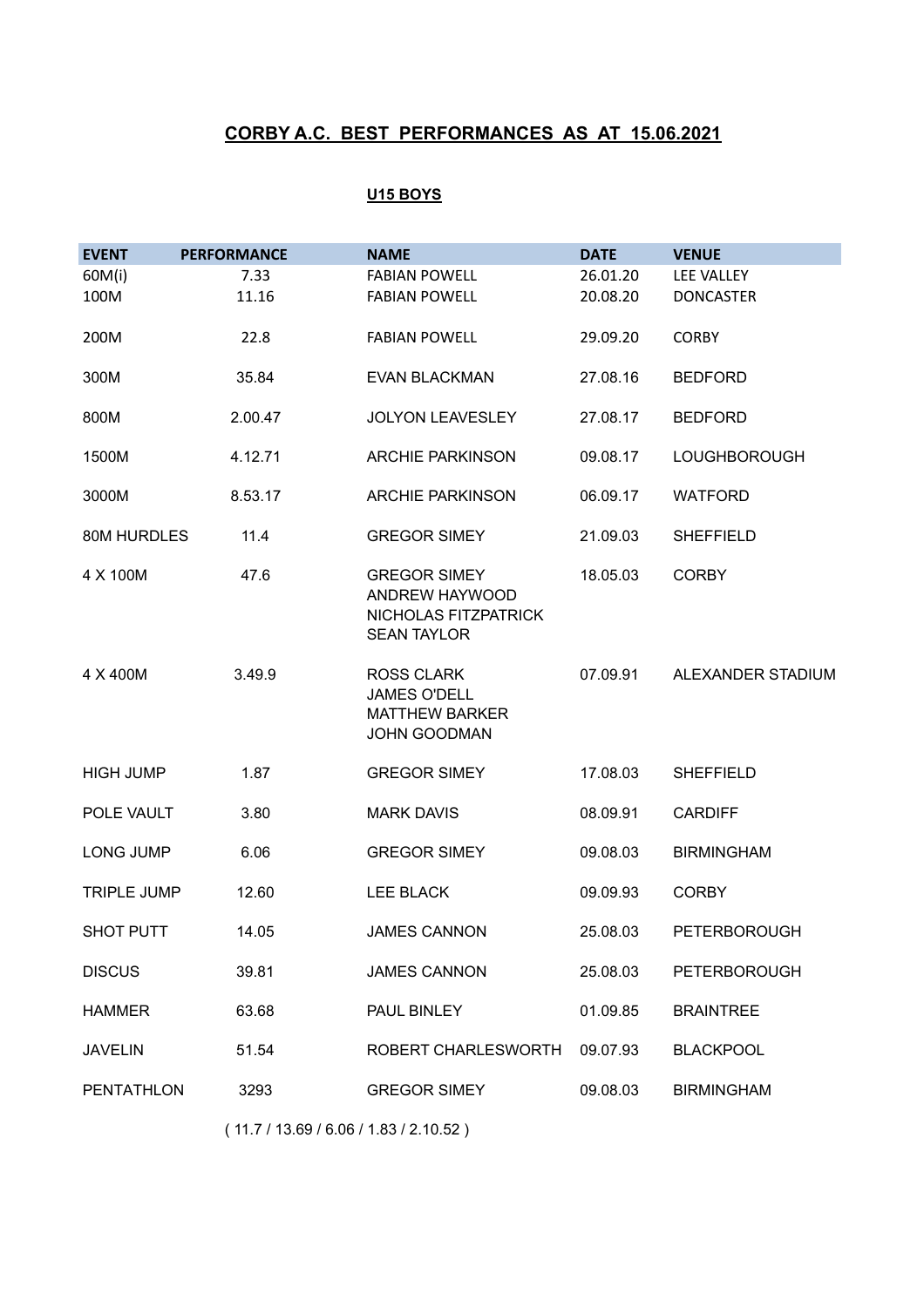# CORBY A.C. BEST PERFORMANCES AS AT 15.06.2021

## U15 BOYS

| EVENT | PERFORMANCE | NAME | DATE | VENUE |
|---|---|---|---|---|
| 60M(i) | 7.33 | FABIAN POWELL | 26.01.20 | LEE VALLEY |
| 100M | 11.16 | FABIAN POWELL | 20.08.20 | DONCASTER |
| 200M | 22.8 | FABIAN POWELL | 29.09.20 | CORBY |
| 300M | 35.84 | EVAN BLACKMAN | 27.08.16 | BEDFORD |
| 800M | 2.00.47 | JOLYON LEAVESLEY | 27.08.17 | BEDFORD |
| 1500M | 4.12.71 | ARCHIE PARKINSON | 09.08.17 | LOUGHBOROUGH |
| 3000M | 8.53.17 | ARCHIE PARKINSON | 06.09.17 | WATFORD |
| 80M HURDLES | 11.4 | GREGOR SIMEY | 21.09.03 | SHEFFIELD |
| 4 X 100M | 47.6 | GREGOR SIMEY<br>ANDREW HAYWOOD<br>NICHOLAS FITZPATRICK<br>SEAN TAYLOR | 18.05.03 | CORBY |
| 4 X 400M | 3.49.9 | ROSS CLARK<br>JAMES O'DELL<br>MATTHEW BARKER<br>JOHN GOODMAN | 07.09.91 | ALEXANDER STADIUM |
| HIGH JUMP | 1.87 | GREGOR SIMEY | 17.08.03 | SHEFFIELD |
| POLE VAULT | 3.80 | MARK DAVIS | 08.09.91 | CARDIFF |
| LONG JUMP | 6.06 | GREGOR SIMEY | 09.08.03 | BIRMINGHAM |
| TRIPLE JUMP | 12.60 | LEE BLACK | 09.09.93 | CORBY |
| SHOT PUTT | 14.05 | JAMES CANNON | 25.08.03 | PETERBOROUGH |
| DISCUS | 39.81 | JAMES CANNON | 25.08.03 | PETERBOROUGH |
| HAMMER | 63.68 | PAUL BINLEY | 01.09.85 | BRAINTREE |
| JAVELIN | 51.54 | ROBERT CHARLESWORTH | 09.07.93 | BLACKPOOL |
| PENTATHLON | 3293 | GREGOR SIMEY | 09.08.03 | BIRMINGHAM |
| | ( 11.7 / 13.69 / 6.06 / 1.83 / 2.10.52 ) | | | |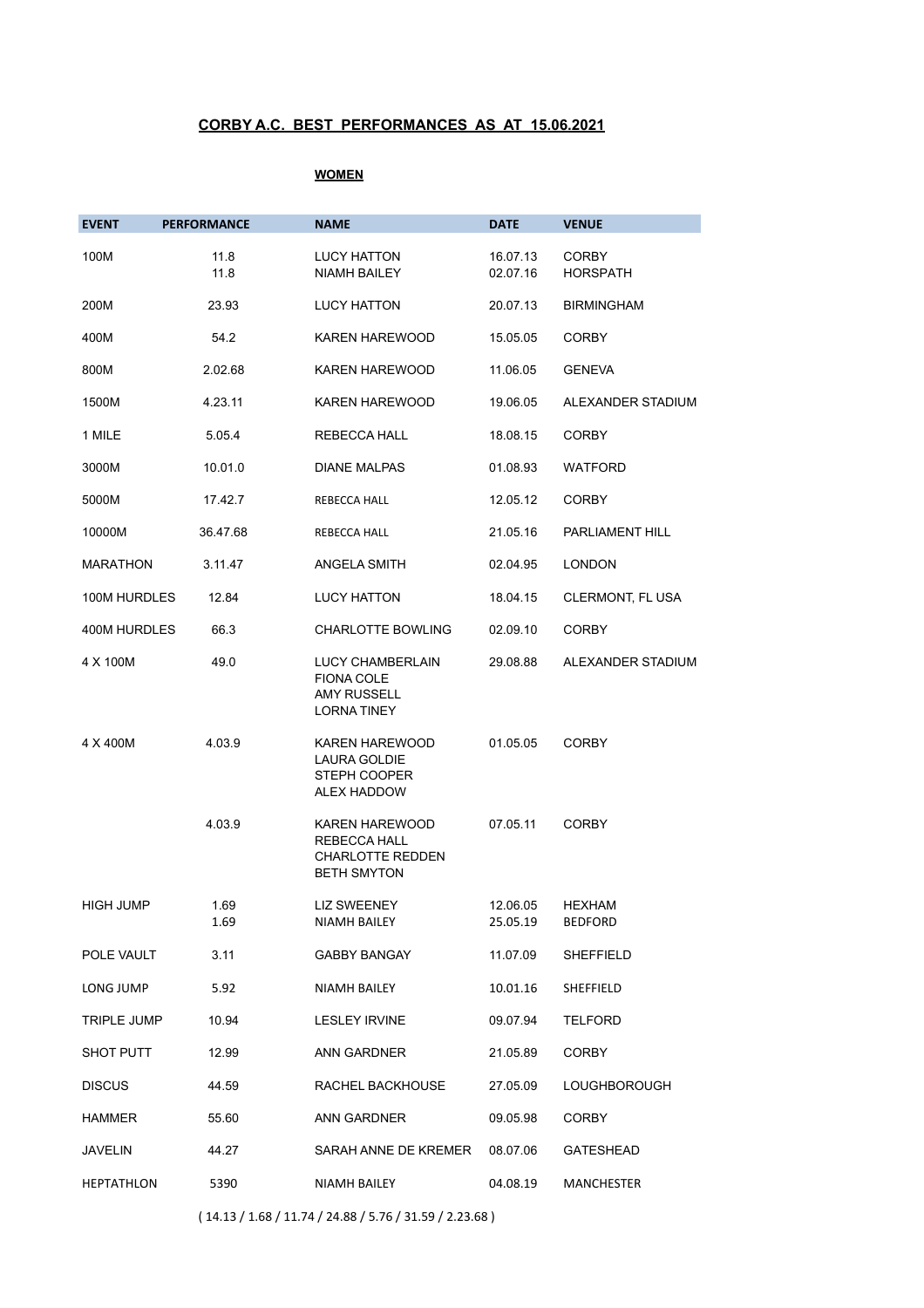## CORBY A.C. BEST PERFORMANCES AS AT 15.06.2021

### WOMEN

| EVENT | PERFORMANCE | NAME | DATE | VENUE |
|---|---|---|---|---|
| 100M | 11.8 | LUCY HATTON | 16.07.13 | CORBY |
| | 11.8 | NIAMH BAILEY | 02.07.16 | HORSPATH |
| 200M | 23.93 | LUCY HATTON | 20.07.13 | BIRMINGHAM |
| 400M | 54.2 | KAREN HAREWOOD | 15.05.05 | CORBY |
| 800M | 2.02.68 | KAREN HAREWOOD | 11.06.05 | GENEVA |
| 1500M | 4.23.11 | KAREN HAREWOOD | 19.06.05 | ALEXANDER STADIUM |
| 1 MILE | 5.05.4 | REBECCA HALL | 18.08.15 | CORBY |
| 3000M | 10.01.0 | DIANE MALPAS | 01.08.93 | WATFORD |
| 5000M | 17.42.7 | REBECCA HALL | 12.05.12 | CORBY |
| 10000M | 36.47.68 | REBECCA HALL | 21.05.16 | PARLIAMENT HILL |
| MARATHON | 3.11.47 | ANGELA SMITH | 02.04.95 | LONDON |
| 100M HURDLES | 12.84 | LUCY HATTON | 18.04.15 | CLERMONT, FL USA |
| 400M HURDLES | 66.3 | CHARLOTTE BOWLING | 02.09.10 | CORBY |
| 4 X 100M | 49.0 | LUCY CHAMBERLAIN<br>FIONA COLE<br>AMY RUSSELL<br>LORNA TINEY | 29.08.88 | ALEXANDER STADIUM |
| 4 X 400M | 4.03.9 | KAREN HAREWOOD<br>LAURA GOLDIE<br>STEPH COOPER<br>ALEX HADDOW | 01.05.05 | CORBY |
| | 4.03.9 | KAREN HAREWOOD<br>REBECCA HALL<br>CHARLOTTE REDDEN<br>BETH SMYTON | 07.05.11 | CORBY |
| HIGH JUMP | 1.69 | LIZ SWEENEY | 12.06.05 | HEXHAM |
| | 1.69 | NIAMH BAILEY | 25.05.19 | BEDFORD |
| POLE VAULT | 3.11 | GABBY BANGAY | 11.07.09 | SHEFFIELD |
| LONG JUMP | 5.92 | NIAMH BAILEY | 10.01.16 | SHEFFIELD |
| TRIPLE JUMP | 10.94 | LESLEY IRVINE | 09.07.94 | TELFORD |
| SHOT PUTT | 12.99 | ANN GARDNER | 21.05.89 | CORBY |
| DISCUS | 44.59 | RACHEL BACKHOUSE | 27.05.09 | LOUGHBOROUGH |
| HAMMER | 55.60 | ANN GARDNER | 09.05.98 | CORBY |
| JAVELIN | 44.27 | SARAH ANNE DE KREMER | 08.07.06 | GATESHEAD |
| HEPTATHLON | 5390 | NIAMH BAILEY | 04.08.19 | MANCHESTER |

( 14.13 / 1.68 / 11.74 / 24.88 / 5.76 / 31.59 / 2.23.68 )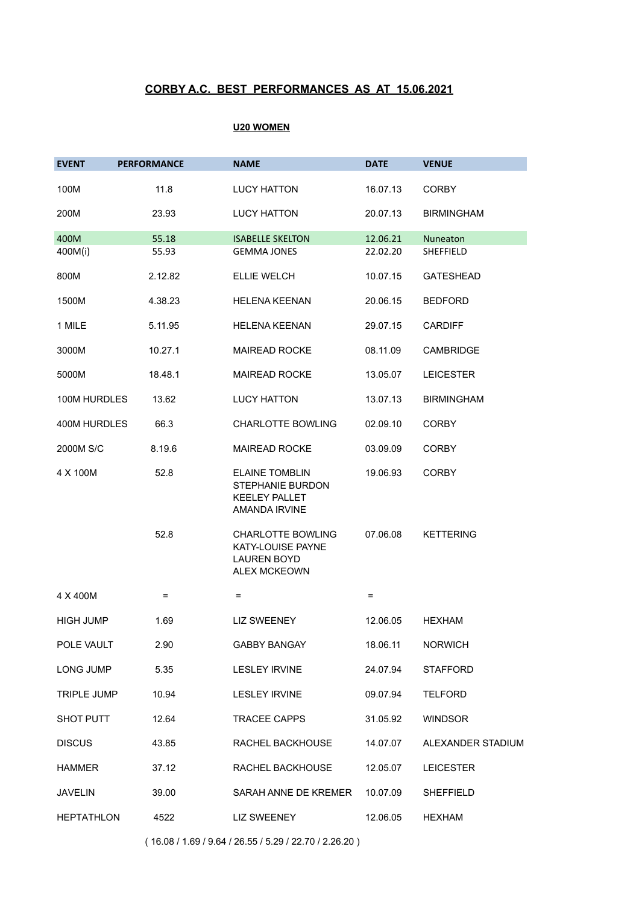## CORBY A.C. BEST PERFORMANCES AS AT 15.06.2021

### U20 WOMEN

| EVENT | PERFORMANCE | NAME | DATE | VENUE |
|---|---|---|---|---|
| 100M | 11.8 | LUCY HATTON | 16.07.13 | CORBY |
| 200M | 23.93 | LUCY HATTON | 20.07.13 | BIRMINGHAM |
| 400M | 55.18 | ISABELLE SKELTON | 12.06.21 | Nuneaton |
| 400M(i) | 55.93 | GEMMA JONES | 22.02.20 | SHEFFIELD |
| 800M | 2.12.82 | ELLIE WELCH | 10.07.15 | GATESHEAD |
| 1500M | 4.38.23 | HELENA KEENAN | 20.06.15 | BEDFORD |
| 1 MILE | 5.11.95 | HELENA KEENAN | 29.07.15 | CARDIFF |
| 3000M | 10.27.1 | MAIREAD ROCKE | 08.11.09 | CAMBRIDGE |
| 5000M | 18.48.1 | MAIREAD ROCKE | 13.05.07 | LEICESTER |
| 100M HURDLES | 13.62 | LUCY HATTON | 13.07.13 | BIRMINGHAM |
| 400M HURDLES | 66.3 | CHARLOTTE BOWLING | 02.09.10 | CORBY |
| 2000M S/C | 8.19.6 | MAIREAD ROCKE | 03.09.09 | CORBY |
| 4 X 100M | 52.8 | ELAINE TOMBLIN<br>STEPHANIE BURDON<br>KEELEY PALLET<br>AMANDA IRVINE | 19.06.93 | CORBY |
| | 52.8 | CHARLOTTE BOWLING<br>KATY-LOUISE PAYNE<br>LAUREN BOYD<br>ALEX MCKEOWN | 07.06.08 | KETTERING |
| 4 X 400M | = | = | = | |
| HIGH JUMP | 1.69 | LIZ SWEENEY | 12.06.05 | HEXHAM |
| POLE VAULT | 2.90 | GABBY BANGAY | 18.06.11 | NORWICH |
| LONG JUMP | 5.35 | LESLEY IRVINE | 24.07.94 | STAFFORD |
| TRIPLE JUMP | 10.94 | LESLEY IRVINE | 09.07.94 | TELFORD |
| SHOT PUTT | 12.64 | TRACEE CAPPS | 31.05.92 | WINDSOR |
| DISCUS | 43.85 | RACHEL BACKHOUSE | 14.07.07 | ALEXANDER STADIUM |
| HAMMER | 37.12 | RACHEL BACKHOUSE | 12.05.07 | LEICESTER |
| JAVELIN | 39.00 | SARAH ANNE DE KREMER | 10.07.09 | SHEFFIELD |
| HEPTATHLON | 4522 | LIZ SWEENEY | 12.06.05 | HEXHAM |

( 16.08 / 1.69 / 9.64 / 26.55 / 5.29 / 22.70 / 2.26.20 )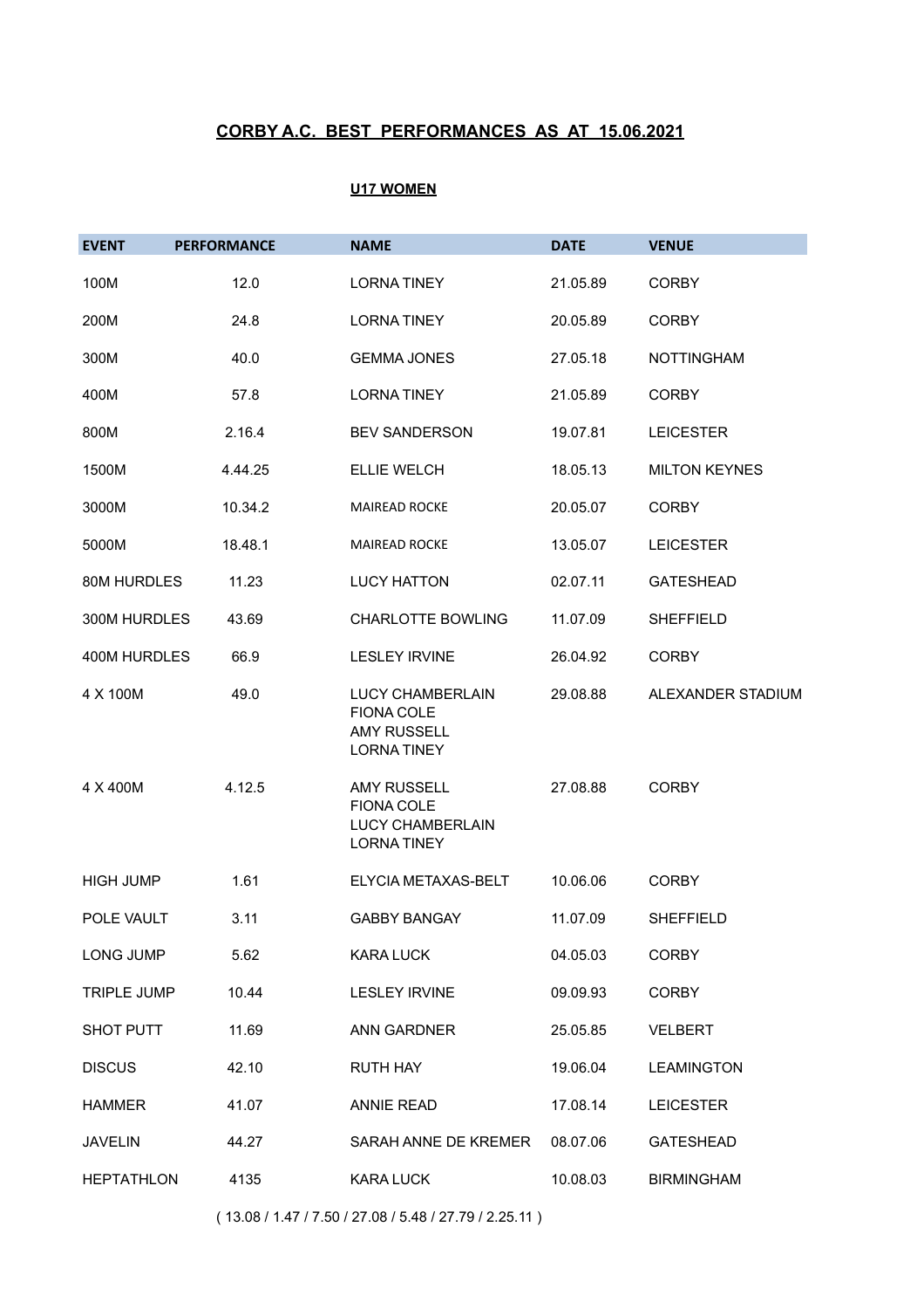## CORBY A.C. BEST PERFORMANCES AS AT 15.06.2021

### U17 WOMEN

| EVENT | PERFORMANCE | NAME | DATE | VENUE |
|---|---|---|---|---|
| 100M | 12.0 | LORNA TINEY | 21.05.89 | CORBY |
| 200M | 24.8 | LORNA TINEY | 20.05.89 | CORBY |
| 300M | 40.0 | GEMMA JONES | 27.05.18 | NOTTINGHAM |
| 400M | 57.8 | LORNA TINEY | 21.05.89 | CORBY |
| 800M | 2.16.4 | BEV SANDERSON | 19.07.81 | LEICESTER |
| 1500M | 4.44.25 | ELLIE WELCH | 18.05.13 | MILTON KEYNES |
| 3000M | 10.34.2 | MAIREAD ROCKE | 20.05.07 | CORBY |
| 5000M | 18.48.1 | MAIREAD ROCKE | 13.05.07 | LEICESTER |
| 80M HURDLES | 11.23 | LUCY HATTON | 02.07.11 | GATESHEAD |
| 300M HURDLES | 43.69 | CHARLOTTE BOWLING | 11.07.09 | SHEFFIELD |
| 400M HURDLES | 66.9 | LESLEY IRVINE | 26.04.92 | CORBY |
| 4 X 100M | 49.0 | LUCY CHAMBERLAIN<br>FIONA COLE<br>AMY RUSSELL<br>LORNA TINEY | 29.08.88 | ALEXANDER STADIUM |
| 4 X 400M | 4.12.5 | AMY RUSSELL<br>FIONA COLE<br>LUCY CHAMBERLAIN<br>LORNA TINEY | 27.08.88 | CORBY |
| HIGH JUMP | 1.61 | ELYCIA METAXAS-BELT | 10.06.06 | CORBY |
| POLE VAULT | 3.11 | GABBY BANGAY | 11.07.09 | SHEFFIELD |
| LONG JUMP | 5.62 | KARA LUCK | 04.05.03 | CORBY |
| TRIPLE JUMP | 10.44 | LESLEY IRVINE | 09.09.93 | CORBY |
| SHOT PUTT | 11.69 | ANN GARDNER | 25.05.85 | VELBERT |
| DISCUS | 42.10 | RUTH HAY | 19.06.04 | LEAMINGTON |
| HAMMER | 41.07 | ANNIE READ | 17.08.14 | LEICESTER |
| JAVELIN | 44.27 | SARAH ANNE DE KREMER | 08.07.06 | GATESHEAD |
| HEPTATHLON | 4135 | KARA LUCK | 10.08.03 | BIRMINGHAM |

( 13.08 / 1.47 / 7.50 / 27.08 / 5.48 / 27.79 / 2.25.11 )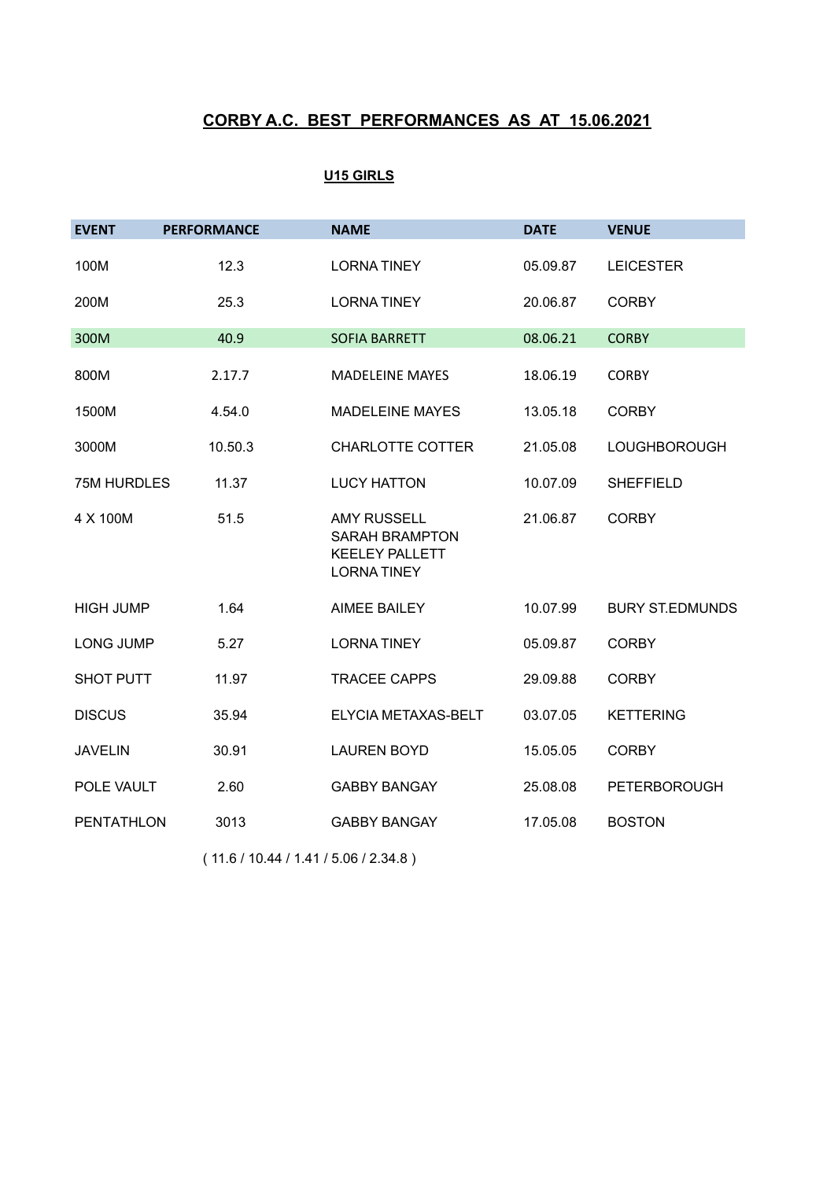## CORBY A.C. BEST PERFORMANCES AS AT 15.06.2021

### U15 GIRLS

| EVENT | PERFORMANCE | NAME | DATE | VENUE |
|---|---|---|---|---|
| 100M | 12.3 | LORNA TINEY | 05.09.87 | LEICESTER |
| 200M | 25.3 | LORNA TINEY | 20.06.87 | CORBY |
| 300M | 40.9 | SOFIA BARRETT | 08.06.21 | CORBY |
| 800M | 2.17.7 | MADELEINE MAYES | 18.06.19 | CORBY |
| 1500M | 4.54.0 | MADELEINE MAYES | 13.05.18 | CORBY |
| 3000M | 10.50.3 | CHARLOTTE COTTER | 21.05.08 | LOUGHBOROUGH |
| 75M HURDLES | 11.37 | LUCY HATTON | 10.07.09 | SHEFFIELD |
| 4 X 100M | 51.5 | AMY RUSSELL<br>SARAH BRAMPTON<br>KEELEY PALLETT<br>LORNA TINEY | 21.06.87 | CORBY |
| HIGH JUMP | 1.64 | AIMEE BAILEY | 10.07.99 | BURY ST.EDMUNDS |
| LONG JUMP | 5.27 | LORNA TINEY | 05.09.87 | CORBY |
| SHOT PUTT | 11.97 | TRACEE CAPPS | 29.09.88 | CORBY |
| DISCUS | 35.94 | ELYCIA METAXAS-BELT | 03.07.05 | KETTERING |
| JAVELIN | 30.91 | LAUREN BOYD | 15.05.05 | CORBY |
| POLE VAULT | 2.60 | GABBY BANGAY | 25.08.08 | PETERBOROUGH |
| PENTATHLON | 3013 | GABBY BANGAY | 17.05.08 | BOSTON |

( 11.6 / 10.44 / 1.41 / 5.06 / 2.34.8 )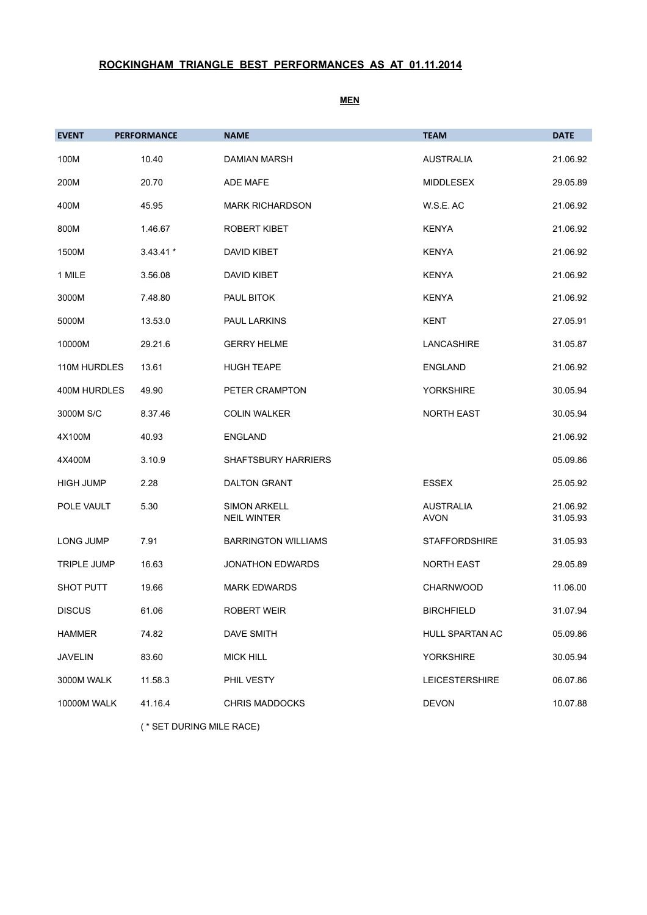# ROCKINGHAM TRIANGLE BEST PERFORMANCES AS AT 01.11.2014

## MEN

| EVENT | PERFORMANCE | NAME | TEAM | DATE |
|---|---|---|---|---|
| 100M | 10.40 | DAMIAN MARSH | AUSTRALIA | 21.06.92 |
| 200M | 20.70 | ADE MAFE | MIDDLESEX | 29.05.89 |
| 400M | 45.95 | MARK RICHARDSON | W.S.E. AC | 21.06.92 |
| 800M | 1.46.67 | ROBERT KIBET | KENYA | 21.06.92 |
| 1500M | 3.43.41 * | DAVID KIBET | KENYA | 21.06.92 |
| 1 MILE | 3.56.08 | DAVID KIBET | KENYA | 21.06.92 |
| 3000M | 7.48.80 | PAUL BITOK | KENYA | 21.06.92 |
| 5000M | 13.53.0 | PAUL LARKINS | KENT | 27.05.91 |
| 10000M | 29.21.6 | GERRY HELME | LANCASHIRE | 31.05.87 |
| 110M HURDLES | 13.61 | HUGH TEAPE | ENGLAND | 21.06.92 |
| 400M HURDLES | 49.90 | PETER CRAMPTON | YORKSHIRE | 30.05.94 |
| 3000M S/C | 8.37.46 | COLIN WALKER | NORTH EAST | 30.05.94 |
| 4X100M | 40.93 | ENGLAND | | 21.06.92 |
| 4X400M | 3.10.9 | SHAFTSBURY HARRIERS | | 05.09.86 |
| HIGH JUMP | 2.28 | DALTON GRANT | ESSEX | 25.05.92 |
| POLE VAULT | 5.30 | SIMON ARKELL<br>NEIL WINTER | AUSTRALIA<br>AVON | 21.06.92<br>31.05.93 |
| LONG JUMP | 7.91 | BARRINGTON WILLIAMS | STAFFORDSHIRE | 31.05.93 |
| TRIPLE JUMP | 16.63 | JONATHON EDWARDS | NORTH EAST | 29.05.89 |
| SHOT PUTT | 19.66 | MARK EDWARDS | CHARNWOOD | 11.06.00 |
| DISCUS | 61.06 | ROBERT WEIR | BIRCHFIELD | 31.07.94 |
| HAMMER | 74.82 | DAVE SMITH | HULL SPARTAN AC | 05.09.86 |
| JAVELIN | 83.60 | MICK HILL | YORKSHIRE | 30.05.94 |
| 3000M WALK | 11.58.3 | PHIL VESTY | LEICESTERSHIRE | 06.07.86 |
| 10000M WALK | 41.16.4 | CHRIS MADDOCKS | DEVON | 10.07.88 |

( * SET DURING MILE RACE)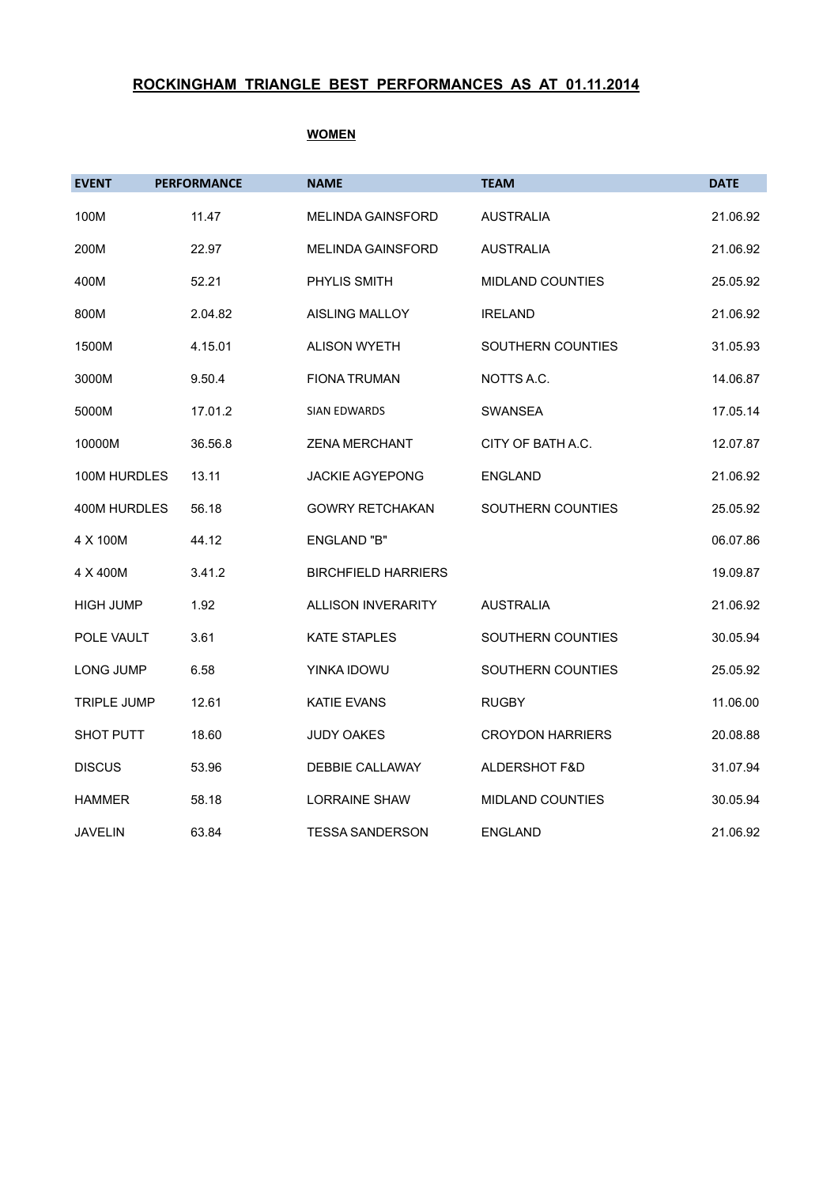# ROCKINGHAM TRIANGLE BEST PERFORMANCES AS AT 01.11.2014

## WOMEN

| EVENT | PERFORMANCE | NAME | TEAM | DATE |
|---|---|---|---|---|
| 100M | 11.47 | MELINDA GAINSFORD | AUSTRALIA | 21.06.92 |
| 200M | 22.97 | MELINDA GAINSFORD | AUSTRALIA | 21.06.92 |
| 400M | 52.21 | PHYLIS SMITH | MIDLAND COUNTIES | 25.05.92 |
| 800M | 2.04.82 | AISLING MALLOY | IRELAND | 21.06.92 |
| 1500M | 4.15.01 | ALISON WYETH | SOUTHERN COUNTIES | 31.05.93 |
| 3000M | 9.50.4 | FIONA TRUMAN | NOTTS A.C. | 14.06.87 |
| 5000M | 17.01.2 | SIAN EDWARDS | SWANSEA | 17.05.14 |
| 10000M | 36.56.8 | ZENA MERCHANT | CITY OF BATH A.C. | 12.07.87 |
| 100M HURDLES | 13.11 | JACKIE AGYEPONG | ENGLAND | 21.06.92 |
| 400M HURDLES | 56.18 | GOWRY RETCHAKAN | SOUTHERN COUNTIES | 25.05.92 |
| 4 X 100M | 44.12 | ENGLAND "B" | | 06.07.86 |
| 4 X 400M | 3.41.2 | BIRCHFIELD HARRIERS | | 19.09.87 |
| HIGH JUMP | 1.92 | ALLISON INVERARITY | AUSTRALIA | 21.06.92 |
| POLE VAULT | 3.61 | KATE STAPLES | SOUTHERN COUNTIES | 30.05.94 |
| LONG JUMP | 6.58 | YINKA IDOWU | SOUTHERN COUNTIES | 25.05.92 |
| TRIPLE JUMP | 12.61 | KATIE EVANS | RUGBY | 11.06.00 |
| SHOT PUTT | 18.60 | JUDY OAKES | CROYDON HARRIERS | 20.08.88 |
| DISCUS | 53.96 | DEBBIE CALLAWAY | ALDERSHOT F&D | 31.07.94 |
| HAMMER | 58.18 | LORRAINE SHAW | MIDLAND COUNTIES | 30.05.94 |
| JAVELIN | 63.84 | TESSA SANDERSON | ENGLAND | 21.06.92 |